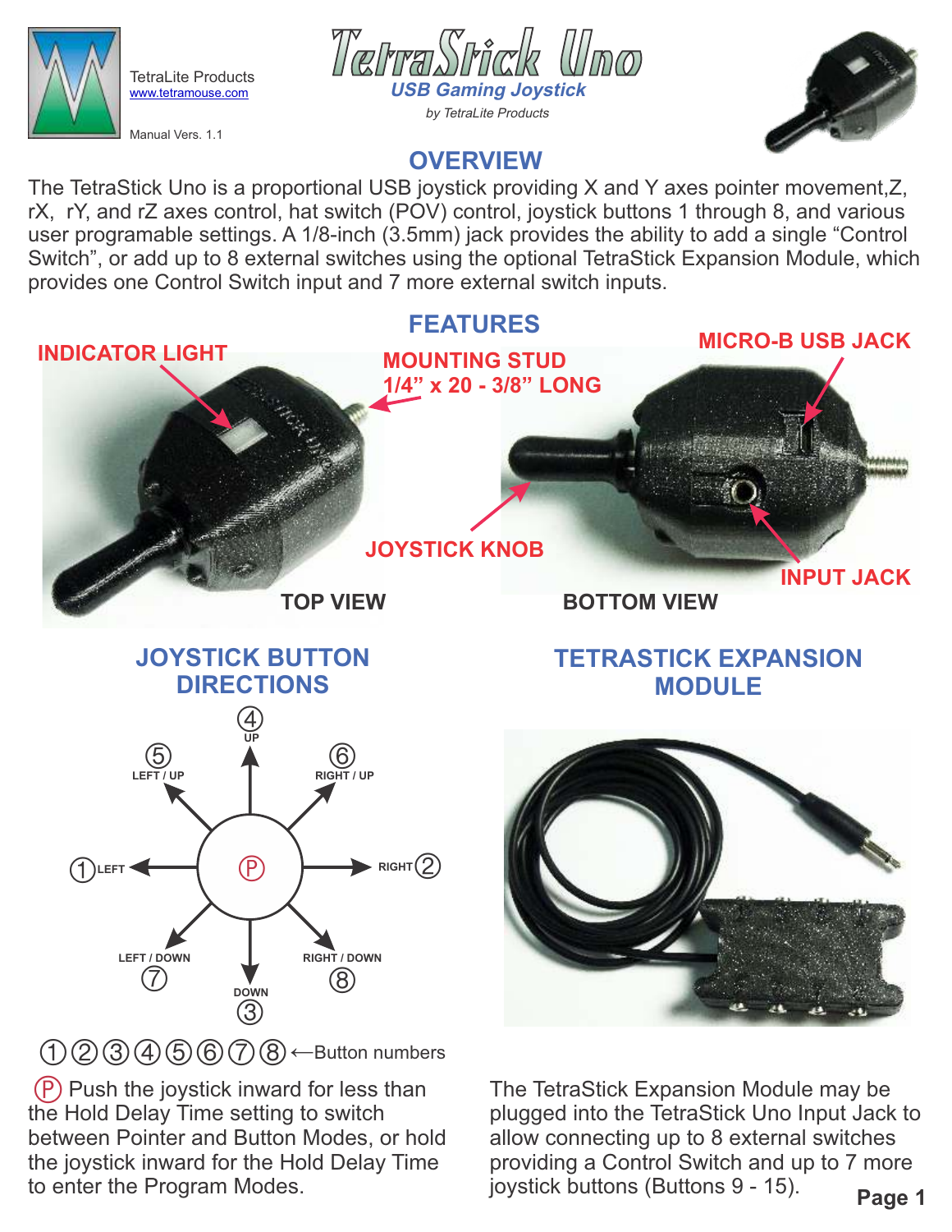TetraLite Products
www.tetramouse.com

Manual Vers. 1.1

# TetraStick Uno

*USB Gaming Joystick*

*by TetraLite Products*

## OVERVIEW

The TetraStick Uno is a proportional USB joystick providing X and Y axes pointer movement,Z, rX, rY, and rZ axes control, hat switch (POV) control, joystick buttons 1 through 8, and various user programable settings. A 1/8-inch (3.5mm) jack provides the ability to add a single "Control Switch", or add up to 8 external switches using the optional TetraStick Expansion Module, which provides one Control Switch input and 7 more external switch inputs.

## FEATURES

INDICATOR LIGHT

MOUNTING STUD 1/4" x 20 - 3/8" LONG

MICRO-B USB JACK

JOYSTICK KNOB

INPUT JACK

TOP VIEW

BOTTOM VIEW

## JOYSTICK BUTTON DIRECTIONS

④ UP

⑤ LEFT / UP

⑥ RIGHT / UP

① LEFT

Ⓟ

RIGHT ②

LEFT / DOWN ⑦

DOWN ③

RIGHT / DOWN ⑧

①②③④⑤⑥⑦⑧ ←Button numbers

Ⓟ Push the joystick inward for less than the Hold Delay Time setting to switch between Pointer and Button Modes, or hold the joystick inward for the Hold Delay Time to enter the Program Modes.

## TETRASTICK EXPANSION MODULE

The TetraStick Expansion Module may be plugged into the TetraStick Uno Input Jack to allow connecting up to 8 external switches providing a Control Switch and up to 7 more joystick buttons (Buttons 9 - 15).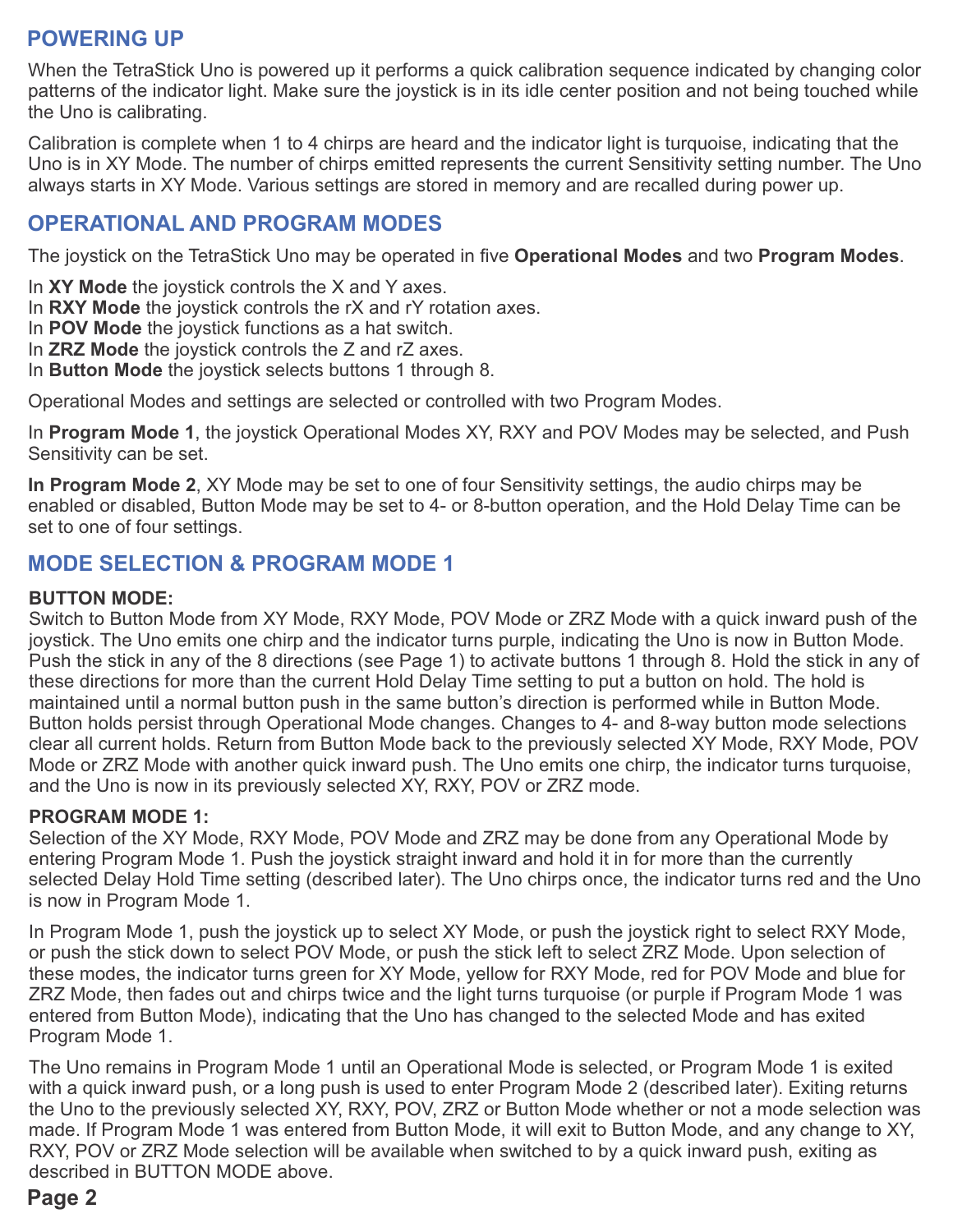## POWERING UP

When the TetraStick Uno is powered up it performs a quick calibration sequence indicated by changing color patterns of the indicator light. Make sure the joystick is in its idle center position and not being touched while the Uno is calibrating.

Calibration is complete when 1 to 4 chirps are heard and the indicator light is turquoise, indicating that the Uno is in XY Mode. The number of chirps emitted represents the current Sensitivity setting number. The Uno always starts in XY Mode. Various settings are stored in memory and are recalled during power up.

## OPERATIONAL AND PROGRAM MODES

The joystick on the TetraStick Uno may be operated in five **Operational Modes** and two **Program Modes**.

In **XY Mode** the joystick controls the X and Y axes.
In **RXY Mode** the joystick controls the rX and rY rotation axes.
In **POV Mode** the joystick functions as a hat switch.
In **ZRZ Mode** the joystick controls the Z and rZ axes.
In **Button Mode** the joystick selects buttons 1 through 8.

Operational Modes and settings are selected or controlled with two Program Modes.

In **Program Mode 1**, the joystick Operational Modes XY, RXY and POV Modes may be selected, and Push Sensitivity can be set.

**In Program Mode 2**, XY Mode may be set to one of four Sensitivity settings, the audio chirps may be enabled or disabled, Button Mode may be set to 4- or 8-button operation, and the Hold Delay Time can be set to one of four settings.

## MODE SELECTION & PROGRAM MODE 1

**BUTTON MODE:**
Switch to Button Mode from XY Mode, RXY Mode, POV Mode or ZRZ Mode with a quick inward push of the joystick. The Uno emits one chirp and the indicator turns purple, indicating the Uno is now in Button Mode. Push the stick in any of the 8 directions (see Page 1) to activate buttons 1 through 8. Hold the stick in any of these directions for more than the current Hold Delay Time setting to put a button on hold. The hold is maintained until a normal button push in the same button's direction is performed while in Button Mode. Button holds persist through Operational Mode changes. Changes to 4- and 8-way button mode selections clear all current holds. Return from Button Mode back to the previously selected XY Mode, RXY Mode, POV Mode or ZRZ Mode with another quick inward push. The Uno emits one chirp, the indicator turns turquoise, and the Uno is now in its previously selected XY, RXY, POV or ZRZ mode.

**PROGRAM MODE 1:**
Selection of the XY Mode, RXY Mode, POV Mode and ZRZ may be done from any Operational Mode by entering Program Mode 1. Push the joystick straight inward and hold it in for more than the currently selected Delay Hold Time setting (described later). The Uno chirps once, the indicator turns red and the Uno is now in Program Mode 1.

In Program Mode 1, push the joystick up to select XY Mode, or push the joystick right to select RXY Mode, or push the stick down to select POV Mode, or push the stick left to select ZRZ Mode. Upon selection of these modes, the indicator turns green for XY Mode, yellow for RXY Mode, red for POV Mode and blue for ZRZ Mode, then fades out and chirps twice and the light turns turquoise (or purple if Program Mode 1 was entered from Button Mode), indicating that the Uno has changed to the selected Mode and has exited Program Mode 1.

The Uno remains in Program Mode 1 until an Operational Mode is selected, or Program Mode 1 is exited with a quick inward push, or a long push is used to enter Program Mode 2 (described later). Exiting returns the Uno to the previously selected XY, RXY, POV, ZRZ or Button Mode whether or not a mode selection was made. If Program Mode 1 was entered from Button Mode, it will exit to Button Mode, and any change to XY, RXY, POV or ZRZ Mode selection will be available when switched to by a quick inward push, exiting as described in BUTTON MODE above.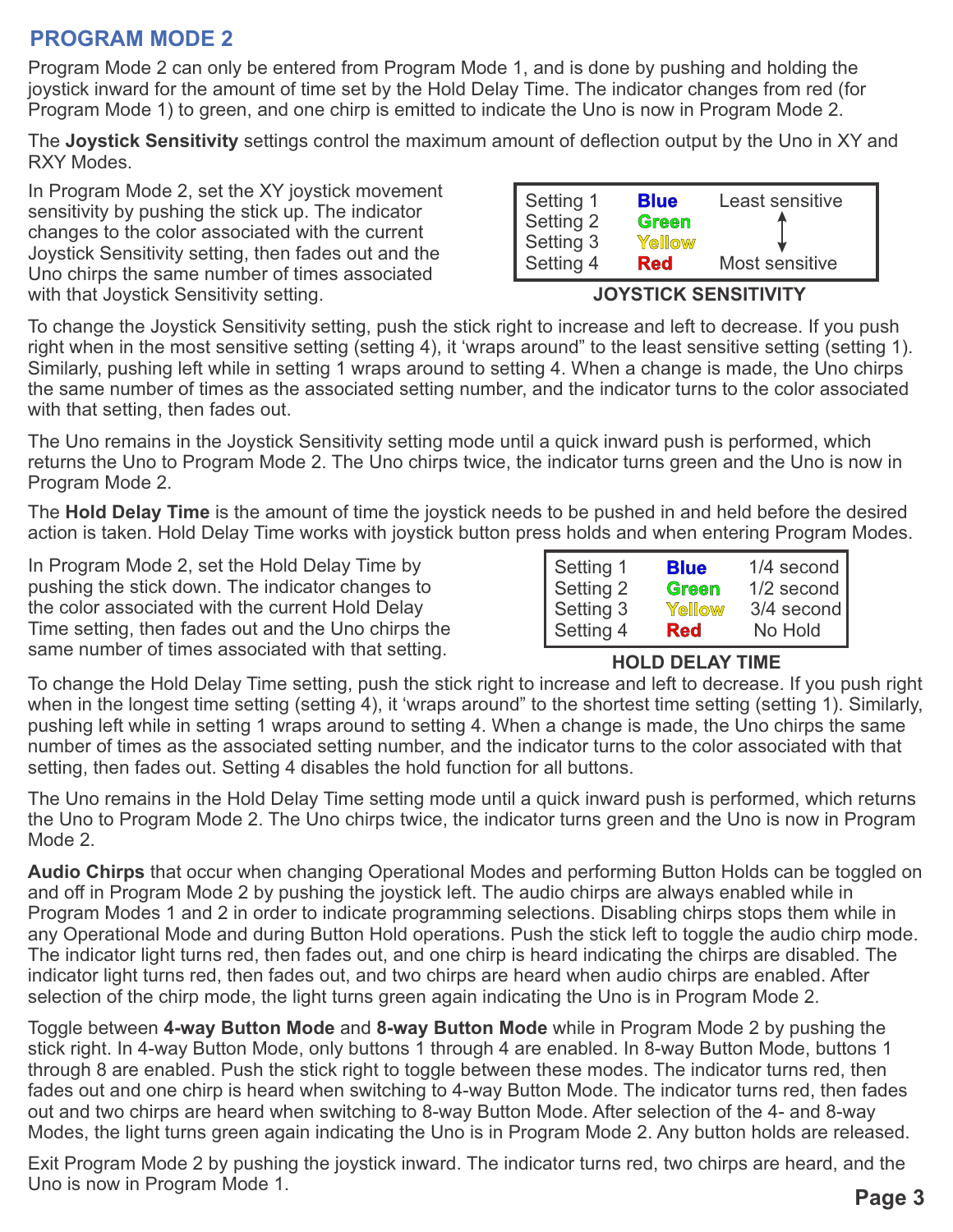## PROGRAM MODE 2

Program Mode 2 can only be entered from Program Mode 1, and is done by pushing and holding the joystick inward for the amount of time set by the Hold Delay Time. The indicator changes from red (for Program Mode 1) to green, and one chirp is emitted to indicate the Uno is now in Program Mode 2.

The **Joystick Sensitivity** settings control the maximum amount of deflection output by the Uno in XY and RXY Modes.

In Program Mode 2, set the XY joystick movement sensitivity by pushing the stick up. The indicator changes to the color associated with the current Joystick Sensitivity setting, then fades out and the Uno chirps the same number of times associated with that Joystick Sensitivity setting.

| Setting | Color | Sensitivity |
|---|---|---|
| Setting 1 | **Blue** | Least sensitive |
| Setting 2 | **Green** | ↕ |
| Setting 3 | **Yellow** | ↕ |
| Setting 4 | **Red** | Most sensitive |

**JOYSTICK SENSITIVITY**

To change the Joystick Sensitivity setting, push the stick right to increase and left to decrease. If you push right when in the most sensitive setting (setting 4), it 'wraps around" to the least sensitive setting (setting 1). Similarly, pushing left while in setting 1 wraps around to setting 4. When a change is made, the Uno chirps the same number of times as the associated setting number, and the indicator turns to the color associated with that setting, then fades out.

The Uno remains in the Joystick Sensitivity setting mode until a quick inward push is performed, which returns the Uno to Program Mode 2. The Uno chirps twice, the indicator turns green and the Uno is now in Program Mode 2.

The **Hold Delay Time** is the amount of time the joystick needs to be pushed in and held before the desired action is taken. Hold Delay Time works with joystick button press holds and when entering Program Modes.

In Program Mode 2, set the Hold Delay Time by pushing the stick down. The indicator changes to the color associated with the current Hold Delay Time setting, then fades out and the Uno chirps the same number of times associated with that setting.

| Setting | Color | Time |
|---|---|---|
| Setting 1 | **Blue** | 1/4 second |
| Setting 2 | **Green** | 1/2 second |
| Setting 3 | **Yellow** | 3/4 second |
| Setting 4 | **Red** | No Hold |

**HOLD DELAY TIME**

To change the Hold Delay Time setting, push the stick right to increase and left to decrease. If you push right when in the longest time setting (setting 4), it 'wraps around" to the shortest time setting (setting 1). Similarly, pushing left while in setting 1 wraps around to setting 4. When a change is made, the Uno chirps the same number of times as the associated setting number, and the indicator turns to the color associated with that setting, then fades out. Setting 4 disables the hold function for all buttons.

The Uno remains in the Hold Delay Time setting mode until a quick inward push is performed, which returns the Uno to Program Mode 2. The Uno chirps twice, the indicator turns green and the Uno is now in Program Mode 2.

**Audio Chirps** that occur when changing Operational Modes and performing Button Holds can be toggled on and off in Program Mode 2 by pushing the joystick left. The audio chirps are always enabled while in Program Modes 1 and 2 in order to indicate programming selections. Disabling chirps stops them while in any Operational Mode and during Button Hold operations. Push the stick left to toggle the audio chirp mode. The indicator light turns red, then fades out, and one chirp is heard indicating the chirps are disabled. The indicator light turns red, then fades out, and two chirps are heard when audio chirps are enabled. After selection of the chirp mode, the light turns green again indicating the Uno is in Program Mode 2.

Toggle between **4-way Button Mode** and **8-way Button Mode** while in Program Mode 2 by pushing the stick right. In 4-way Button Mode, only buttons 1 through 4 are enabled. In 8-way Button Mode, buttons 1 through 8 are enabled. Push the stick right to toggle between these modes. The indicator turns red, then fades out and one chirp is heard when switching to 4-way Button Mode. The indicator turns red, then fades out and two chirps are heard when switching to 8-way Button Mode. After selection of the 4- and 8-way Modes, the light turns green again indicating the Uno is in Program Mode 2. Any button holds are released.

Exit Program Mode 2 by pushing the joystick inward. The indicator turns red, two chirps are heard, and the Uno is now in Program Mode 1.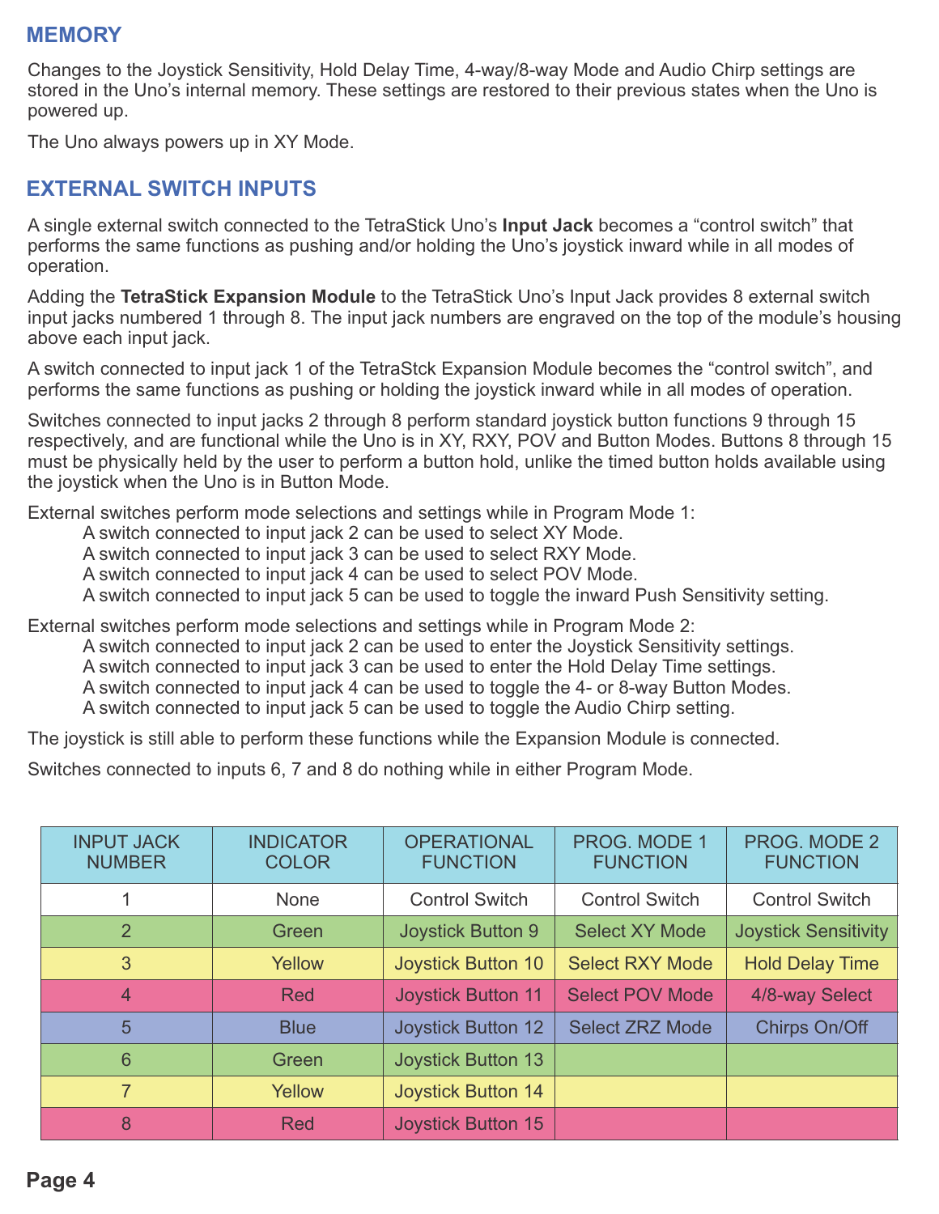## MEMORY

Changes to the Joystick Sensitivity, Hold Delay Time, 4-way/8-way Mode and Audio Chirp settings are stored in the Uno's internal memory. These settings are restored to their previous states when the Uno is powered up.

The Uno always powers up in XY Mode.

## EXTERNAL SWITCH INPUTS

A single external switch connected to the TetraStick Uno's **Input Jack** becomes a "control switch" that performs the same functions as pushing and/or holding the Uno's joystick inward while in all modes of operation.

Adding the **TetraStick Expansion Module** to the TetraStick Uno's Input Jack provides 8 external switch input jacks numbered 1 through 8. The input jack numbers are engraved on the top of the module's housing above each input jack.

A switch connected to input jack 1 of the TetraStck Expansion Module becomes the "control switch", and performs the same functions as pushing or holding the joystick inward while in all modes of operation.

Switches connected to input jacks 2 through 8 perform standard joystick button functions 9 through 15 respectively, and are functional while the Uno is in XY, RXY, POV and Button Modes. Buttons 8 through 15 must be physically held by the user to perform a button hold, unlike the timed button holds available using the joystick when the Uno is in Button Mode.

External switches perform mode selections and settings while in Program Mode 1:

- A switch connected to input jack 2 can be used to select XY Mode.
- A switch connected to input jack 3 can be used to select RXY Mode.
- A switch connected to input jack 4 can be used to select POV Mode.
- A switch connected to input jack 5 can be used to toggle the inward Push Sensitivity setting.

External switches perform mode selections and settings while in Program Mode 2:

- A switch connected to input jack 2 can be used to enter the Joystick Sensitivity settings.
- A switch connected to input jack 3 can be used to enter the Hold Delay Time settings.
- A switch connected to input jack 4 can be used to toggle the 4- or 8-way Button Modes.
- A switch connected to input jack 5 can be used to toggle the Audio Chirp setting.

The joystick is still able to perform these functions while the Expansion Module is connected.

Switches connected to inputs 6, 7 and 8 do nothing while in either Program Mode.

| INPUT JACK NUMBER | INDICATOR COLOR | OPERATIONAL FUNCTION | PROG. MODE 1 FUNCTION | PROG. MODE 2 FUNCTION |
|---|---|---|---|---|
| 1 | None | Control Switch | Control Switch | Control Switch |
| 2 | Green | Joystick Button 9 | Select XY Mode | Joystick Sensitivity |
| 3 | Yellow | Joystick Button 10 | Select RXY Mode | Hold Delay Time |
| 4 | Red | Joystick Button 11 | Select POV Mode | 4/8-way Select |
| 5 | Blue | Joystick Button 12 | Select ZRZ Mode | Chirps On/Off |
| 6 | Green | Joystick Button 13 | | |
| 7 | Yellow | Joystick Button 14 | | |
| 8 | Red | Joystick Button 15 | | |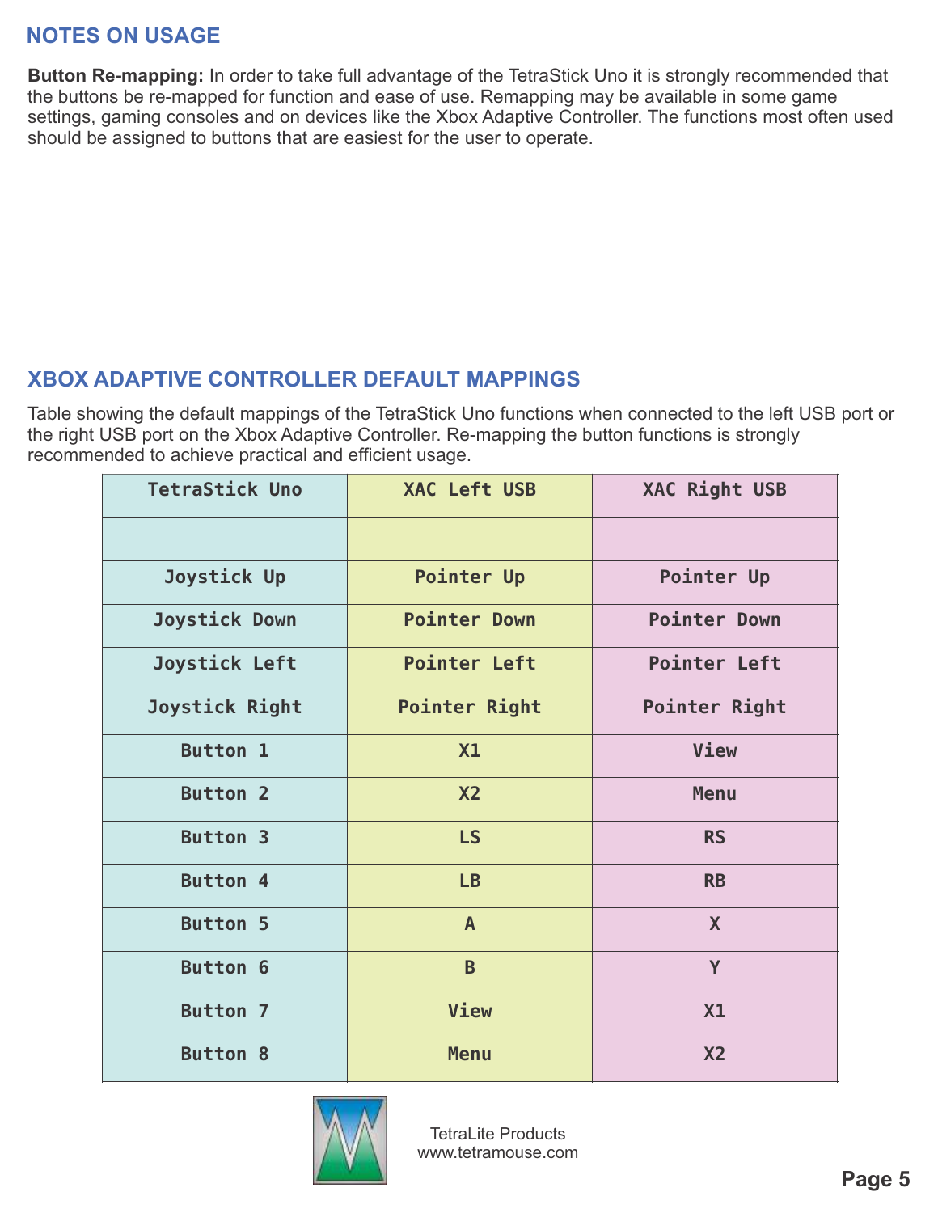## NOTES ON USAGE

**Button Re-mapping:** In order to take full advantage of the TetraStick Uno it is strongly recommended that the buttons be re-mapped for function and ease of use. Remapping may be available in some game settings, gaming consoles and on devices like the Xbox Adaptive Controller. The functions most often used should be assigned to buttons that are easiest for the user to operate.

## XBOX ADAPTIVE CONTROLLER DEFAULT MAPPINGS

Table showing the default mappings of the TetraStick Uno functions when connected to the left USB port or the right USB port on the Xbox Adaptive Controller. Re-mapping the button functions is strongly recommended to achieve practical and efficient usage.

| TetraStick Uno | XAC Left USB | XAC Right USB |
|---|---|---|
| | | |
| Joystick Up | Pointer Up | Pointer Up |
| Joystick Down | Pointer Down | Pointer Down |
| Joystick Left | Pointer Left | Pointer Left |
| Joystick Right | Pointer Right | Pointer Right |
| Button 1 | X1 | View |
| Button 2 | X2 | Menu |
| Button 3 | LS | RS |
| Button 4 | LB | RB |
| Button 5 | A | X |
| Button 6 | B | Y |
| Button 7 | View | X1 |
| Button 8 | Menu | X2 |

TetraLite Products
www.tetramouse.com